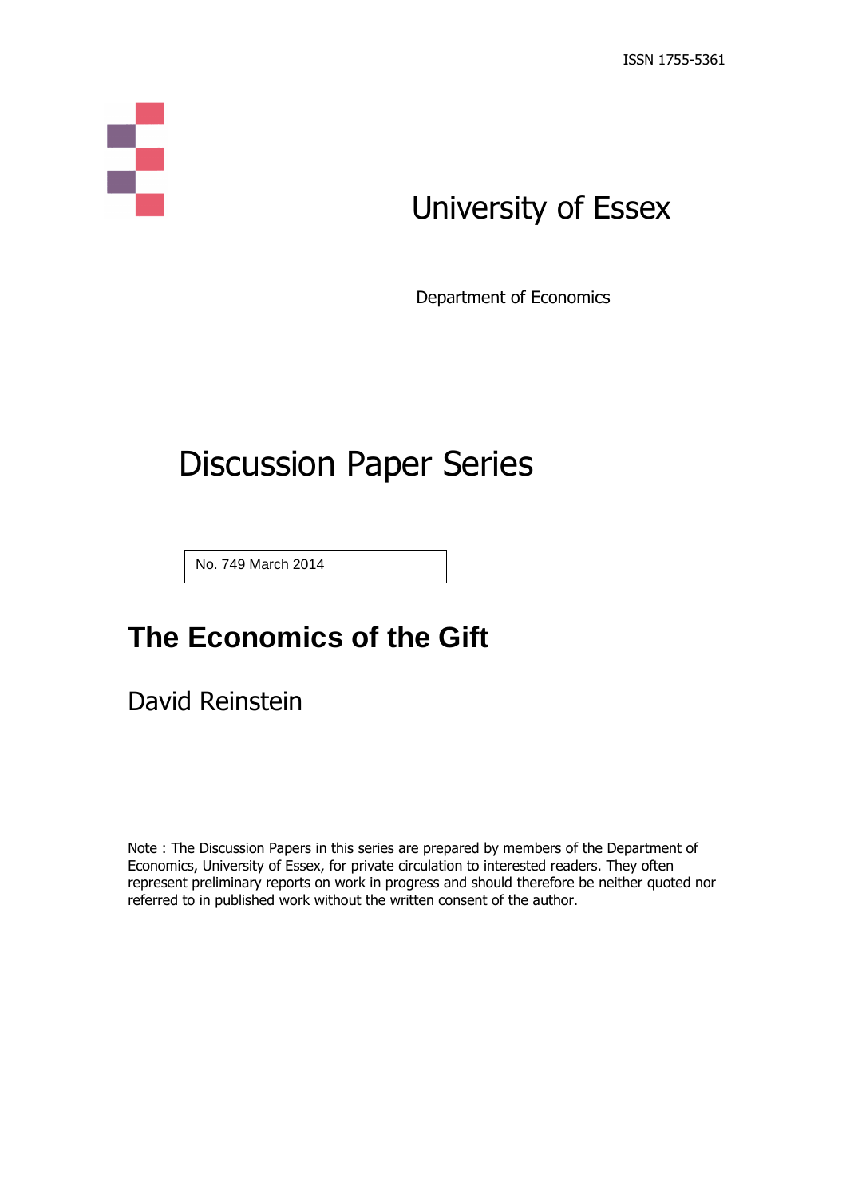ISSN 1755-5361

University of Essex

Department of Economics

# Discussion Paper Series

No. 749 March 2014

## The Economics of the Gift

David Reinstein

Note : The Discussion Papers in this series are prepared by members of the Department of Economics, University of Essex, for private circulation to interested readers. They often represent preliminary reports on work in progress and should therefore be neither quoted nor referred to in published work without the written consent of the author.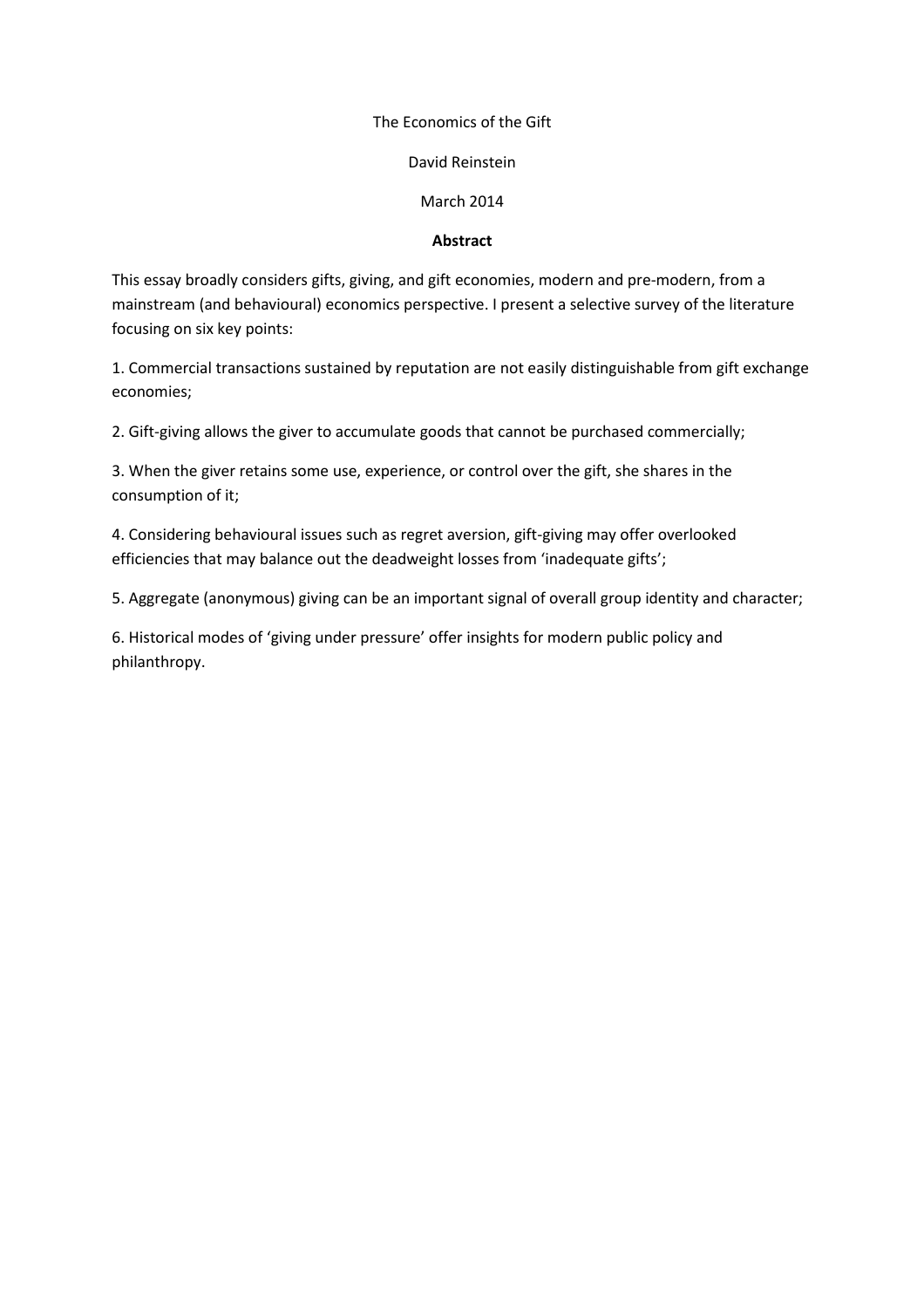The Economics of the Gift

David Reinstein

March 2014

**Abstract**

This essay broadly considers gifts, giving, and gift economies, modern and pre-modern, from a mainstream (and behavioural) economics perspective. I present a selective survey of the literature focusing on six key points:

1. Commercial transactions sustained by reputation are not easily distinguishable from gift exchange economies;

2. Gift-giving allows the giver to accumulate goods that cannot be purchased commercially;

3. When the giver retains some use, experience, or control over the gift, she shares in the consumption of it;

4. Considering behavioural issues such as regret aversion, gift-giving may offer overlooked efficiencies that may balance out the deadweight losses from 'inadequate gifts';

5. Aggregate (anonymous) giving can be an important signal of overall group identity and character;

6. Historical modes of 'giving under pressure' offer insights for modern public policy and philanthropy.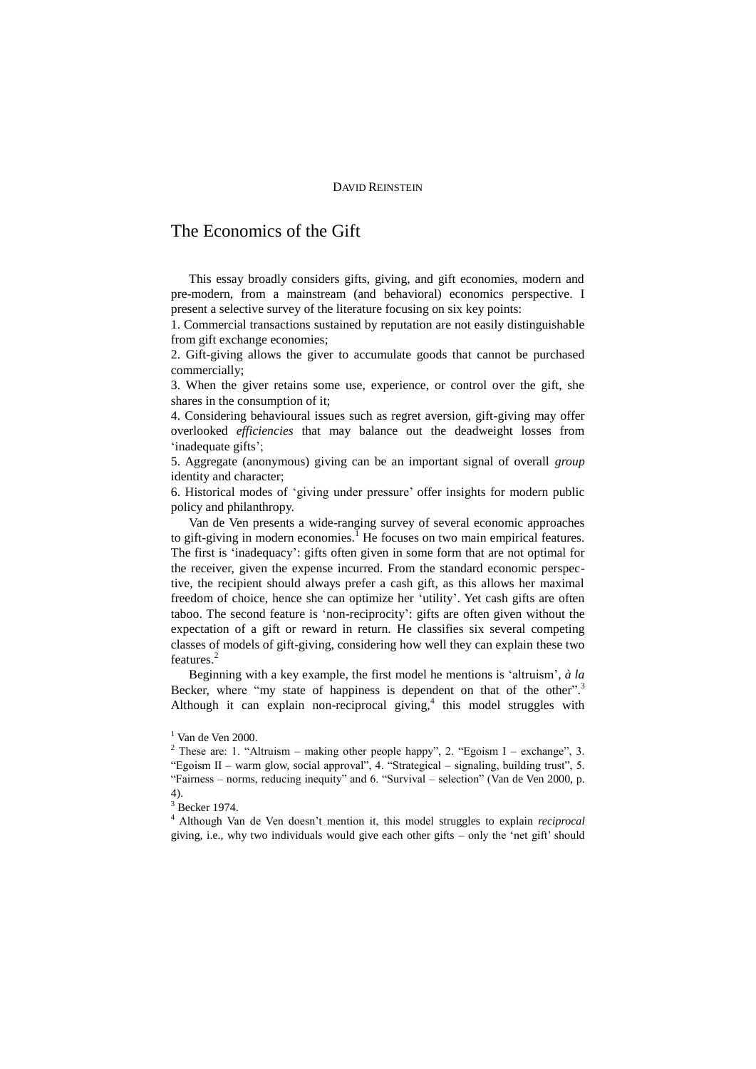DAVID REINSTEIN

# The Economics of the Gift

This essay broadly considers gifts, giving, and gift economies, modern and pre-modern, from a mainstream (and behavioral) economics perspective. I present a selective survey of the literature focusing on six key points:

1. Commercial transactions sustained by reputation are not easily distinguishable from gift exchange economies;
2. Gift-giving allows the giver to accumulate goods that cannot be purchased commercially;
3. When the giver retains some use, experience, or control over the gift, she shares in the consumption of it;
4. Considering behavioural issues such as regret aversion, gift-giving may offer overlooked *efficiencies* that may balance out the deadweight losses from 'inadequate gifts';
5. Aggregate (anonymous) giving can be an important signal of overall *group* identity and character;
6. Historical modes of 'giving under pressure' offer insights for modern public policy and philanthropy.

Van de Ven presents a wide-ranging survey of several economic approaches to gift-giving in modern economies.[1] He focuses on two main empirical features. The first is 'inadequacy': gifts often given in some form that are not optimal for the receiver, given the expense incurred. From the standard economic perspective, the recipient should always prefer a cash gift, as this allows her maximal freedom of choice, hence she can optimize her 'utility'. Yet cash gifts are often taboo. The second feature is 'non-reciprocity': gifts are often given without the expectation of a gift or reward in return. He classifies six several competing classes of models of gift-giving, considering how well they can explain these two features.[2]

Beginning with a key example, the first model he mentions is 'altruism', *à la* Becker, where "my state of happiness is dependent on that of the other".[3] Although it can explain non-reciprocal giving,[4] this model struggles with

[1] Van de Ven 2000.

[2] These are: 1. "Altruism – making other people happy", 2. "Egoism I – exchange", 3. "Egoism II – warm glow, social approval", 4. "Strategical – signaling, building trust", 5. "Fairness – norms, reducing inequity" and 6. "Survival – selection" (Van de Ven 2000, p. 4).

[3] Becker 1974.

[4] Although Van de Ven doesn't mention it, this model struggles to explain *reciprocal* giving, i.e., why two individuals would give each other gifts – only the 'net gift' should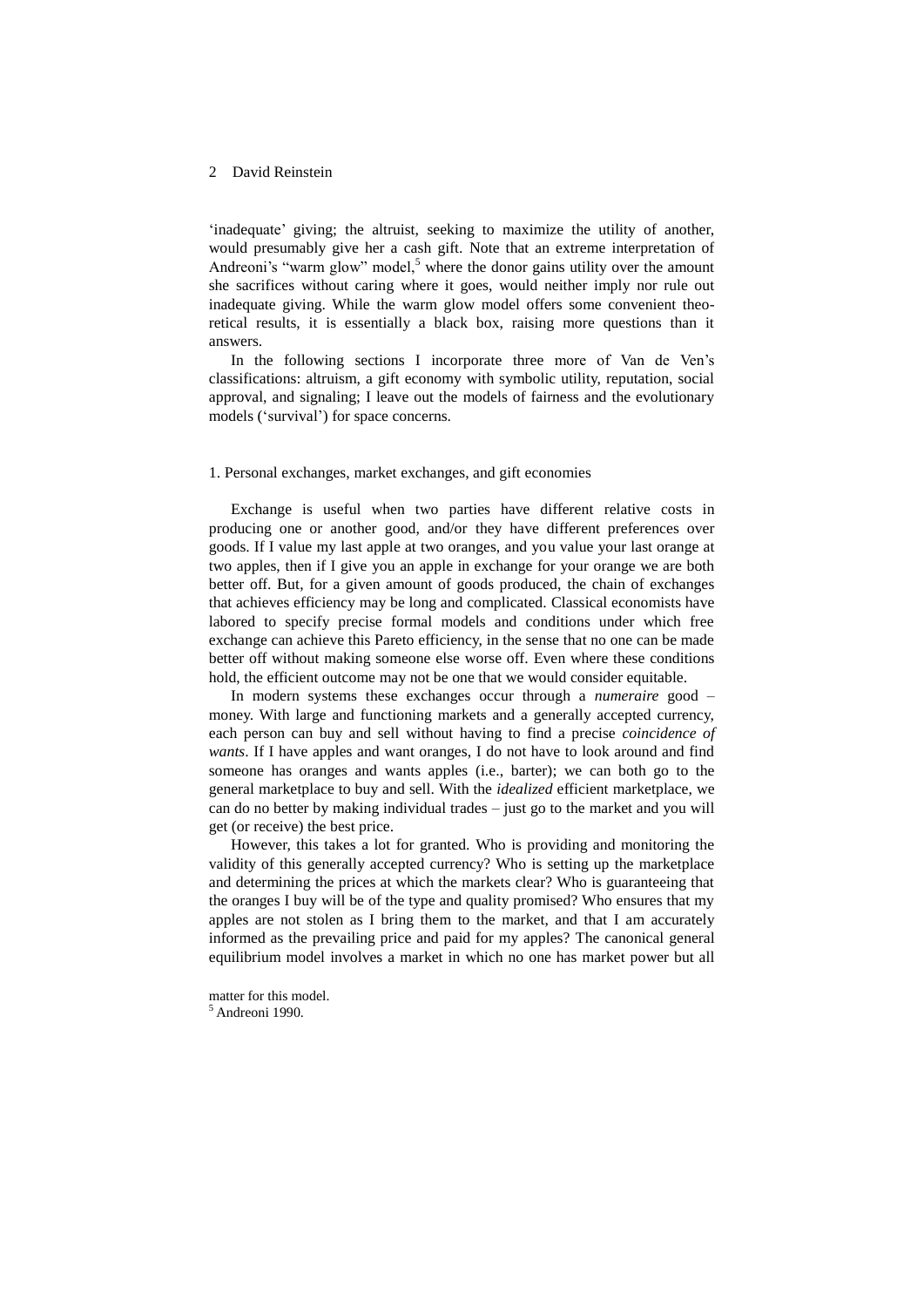'inadequate' giving; the altruist, seeking to maximize the utility of another, would presumably give her a cash gift. Note that an extreme interpretation of Andreoni's "warm glow" model,[5] where the donor gains utility over the amount she sacrifices without caring where it goes, would neither imply nor rule out inadequate giving. While the warm glow model offers some convenient theoretical results, it is essentially a black box, raising more questions than it answers.

In the following sections I incorporate three more of Van de Ven's classifications: altruism, a gift economy with symbolic utility, reputation, social approval, and signaling; I leave out the models of fairness and the evolutionary models ('survival') for space concerns.

## 1. Personal exchanges, market exchanges, and gift economies

Exchange is useful when two parties have different relative costs in producing one or another good, and/or they have different preferences over goods. If I value my last apple at two oranges, and you value your last orange at two apples, then if I give you an apple in exchange for your orange we are both better off. But, for a given amount of goods produced, the chain of exchanges that achieves efficiency may be long and complicated. Classical economists have labored to specify precise formal models and conditions under which free exchange can achieve this Pareto efficiency, in the sense that no one can be made better off without making someone else worse off. Even where these conditions hold, the efficient outcome may not be one that we would consider equitable.

In modern systems these exchanges occur through a *numeraire* good – money. With large and functioning markets and a generally accepted currency, each person can buy and sell without having to find a precise *coincidence of wants*. If I have apples and want oranges, I do not have to look around and find someone has oranges and wants apples (i.e., barter); we can both go to the general marketplace to buy and sell. With the *idealized* efficient marketplace, we can do no better by making individual trades – just go to the market and you will get (or receive) the best price.

However, this takes a lot for granted. Who is providing and monitoring the validity of this generally accepted currency? Who is setting up the marketplace and determining the prices at which the markets clear? Who is guaranteeing that the oranges I buy will be of the type and quality promised? Who ensures that my apples are not stolen as I bring them to the market, and that I am accurately informed as the prevailing price and paid for my apples? The canonical general equilibrium model involves a market in which no one has market power but all

matter for this model.

[5] Andreoni 1990.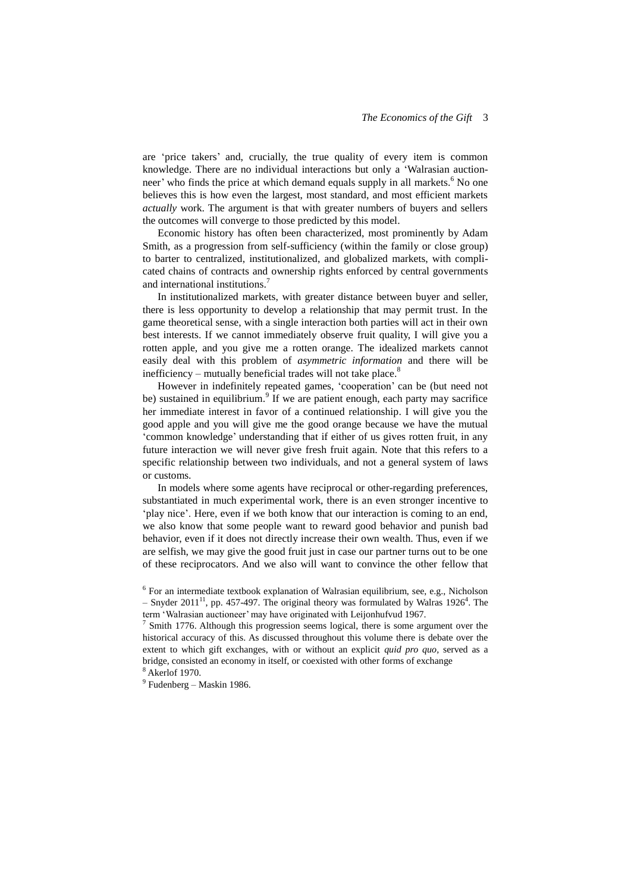are 'price takers' and, crucially, the true quality of every item is common knowledge. There are no individual interactions but only a 'Walrasian auctionneer' who finds the price at which demand equals supply in all markets.[6] No one believes this is how even the largest, most standard, and most efficient markets *actually* work. The argument is that with greater numbers of buyers and sellers the outcomes will converge to those predicted by this model.

Economic history has often been characterized, most prominently by Adam Smith, as a progression from self-sufficiency (within the family or close group) to barter to centralized, institutionalized, and globalized markets, with complicated chains of contracts and ownership rights enforced by central governments and international institutions.[7]

In institutionalized markets, with greater distance between buyer and seller, there is less opportunity to develop a relationship that may permit trust. In the game theoretical sense, with a single interaction both parties will act in their own best interests. If we cannot immediately observe fruit quality, I will give you a rotten apple, and you give me a rotten orange. The idealized markets cannot easily deal with this problem of *asymmetric information* and there will be inefficiency – mutually beneficial trades will not take place.[8]

However in indefinitely repeated games, 'cooperation' can be (but need not be) sustained in equilibrium.[9] If we are patient enough, each party may sacrifice her immediate interest in favor of a continued relationship. I will give you the good apple and you will give me the good orange because we have the mutual 'common knowledge' understanding that if either of us gives rotten fruit, in any future interaction we will never give fresh fruit again. Note that this refers to a specific relationship between two individuals, and not a general system of laws or customs.

In models where some agents have reciprocal or other-regarding preferences, substantiated in much experimental work, there is an even stronger incentive to 'play nice'. Here, even if we both know that our interaction is coming to an end, we also know that some people want to reward good behavior and punish bad behavior, even if it does not directly increase their own wealth. Thus, even if we are selfish, we may give the good fruit just in case our partner turns out to be one of these reciprocators. And we also will want to convince the other fellow that

---

[6] For an intermediate textbook explanation of Walrasian equilibrium, see, e.g., Nicholson – Snyder 2011[11], pp. 457-497. The original theory was formulated by Walras 1926[4]. The term 'Walrasian auctioneer' may have originated with Leijonhufvud 1967.

[7] Smith 1776. Although this progression seems logical, there is some argument over the historical accuracy of this. As discussed throughout this volume there is debate over the extent to which gift exchanges, with or without an explicit *quid pro quo*, served as a bridge, consisted an economy in itself, or coexisted with other forms of exchange

[8] Akerlof 1970.

[9] Fudenberg – Maskin 1986.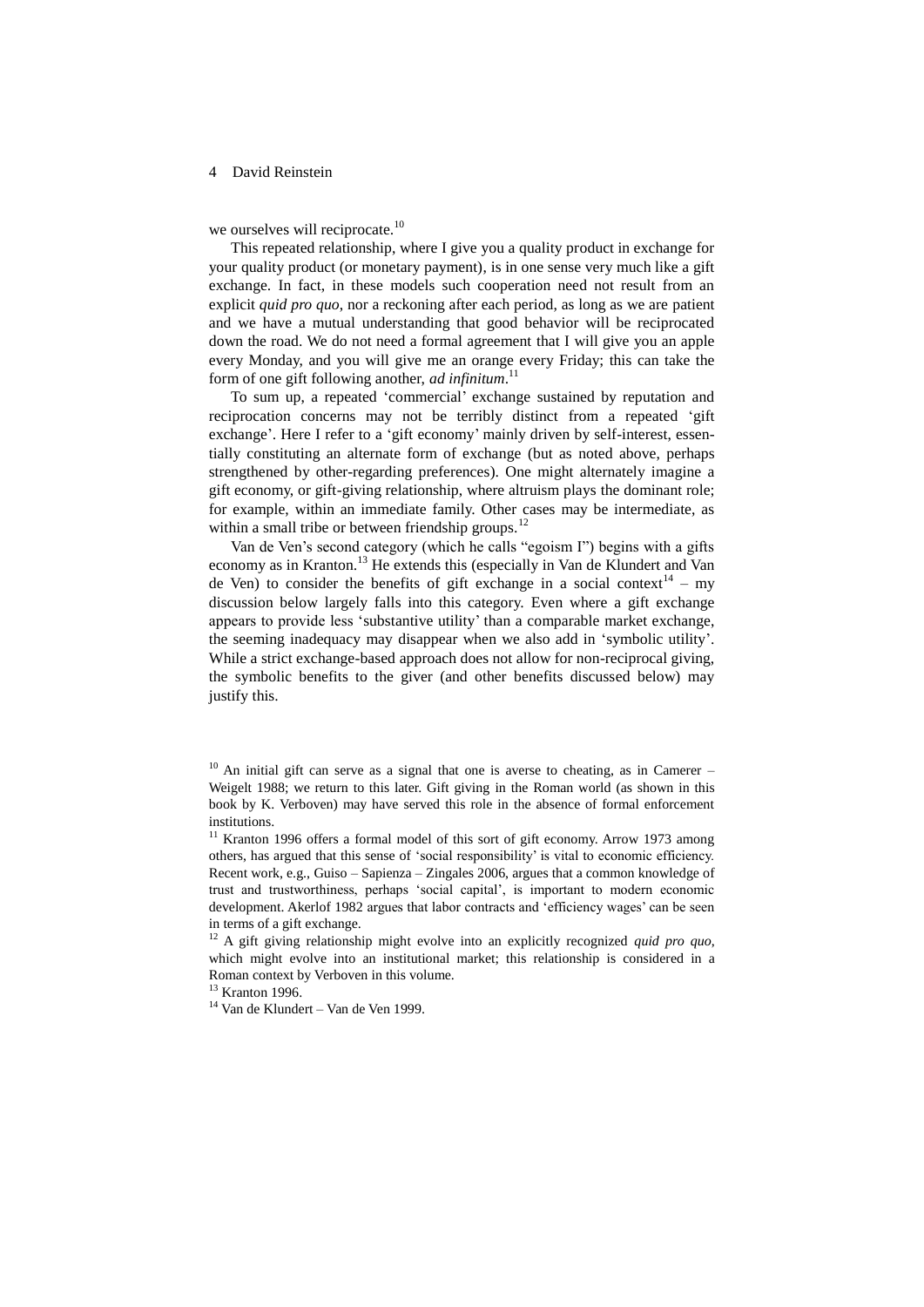we ourselves will reciprocate.[10]

This repeated relationship, where I give you a quality product in exchange for your quality product (or monetary payment), is in one sense very much like a gift exchange. In fact, in these models such cooperation need not result from an explicit *quid pro quo*, nor a reckoning after each period, as long as we are patient and we have a mutual understanding that good behavior will be reciprocated down the road. We do not need a formal agreement that I will give you an apple every Monday, and you will give me an orange every Friday; this can take the form of one gift following another, *ad infinitum*.[11]

To sum up, a repeated 'commercial' exchange sustained by reputation and reciprocation concerns may not be terribly distinct from a repeated 'gift exchange'. Here I refer to a 'gift economy' mainly driven by self-interest, essentially constituting an alternate form of exchange (but as noted above, perhaps strengthened by other-regarding preferences). One might alternately imagine a gift economy, or gift-giving relationship, where altruism plays the dominant role; for example, within an immediate family. Other cases may be intermediate, as within a small tribe or between friendship groups.[12]

Van de Ven's second category (which he calls "egoism I") begins with a gifts economy as in Kranton.[13] He extends this (especially in Van de Klundert and Van de Ven) to consider the benefits of gift exchange in a social context[14] – my discussion below largely falls into this category. Even where a gift exchange appears to provide less 'substantive utility' than a comparable market exchange, the seeming inadequacy may disappear when we also add in 'symbolic utility'. While a strict exchange-based approach does not allow for non-reciprocal giving, the symbolic benefits to the giver (and other benefits discussed below) may justify this.

---

[10] An initial gift can serve as a signal that one is averse to cheating, as in Camerer – Weigelt 1988; we return to this later. Gift giving in the Roman world (as shown in this book by K. Verboven) may have served this role in the absence of formal enforcement institutions.

[11] Kranton 1996 offers a formal model of this sort of gift economy. Arrow 1973 among others, has argued that this sense of 'social responsibility' is vital to economic efficiency. Recent work, e.g., Guiso – Sapienza – Zingales 2006, argues that a common knowledge of trust and trustworthiness, perhaps 'social capital', is important to modern economic development. Akerlof 1982 argues that labor contracts and 'efficiency wages' can be seen in terms of a gift exchange.

[12] A gift giving relationship might evolve into an explicitly recognized *quid pro quo*, which might evolve into an institutional market; this relationship is considered in a Roman context by Verboven in this volume.

[13] Kranton 1996.

[14] Van de Klundert – Van de Ven 1999.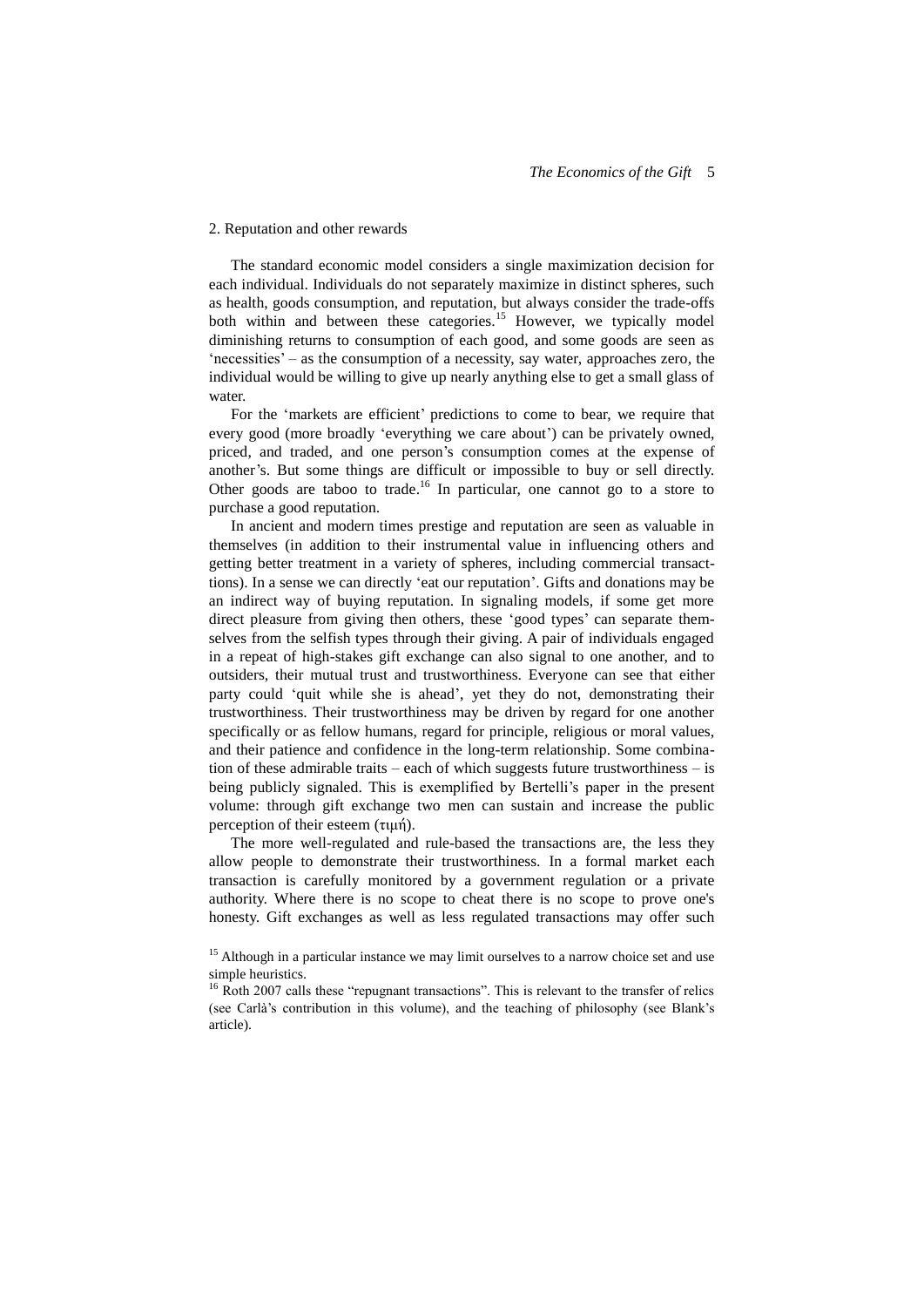## 2. Reputation and other rewards

The standard economic model considers a single maximization decision for each individual. Individuals do not separately maximize in distinct spheres, such as health, goods consumption, and reputation, but always consider the trade-offs both within and between these categories.[15] However, we typically model diminishing returns to consumption of each good, and some goods are seen as 'necessities' – as the consumption of a necessity, say water, approaches zero, the individual would be willing to give up nearly anything else to get a small glass of water.

For the 'markets are efficient' predictions to come to bear, we require that every good (more broadly 'everything we care about') can be privately owned, priced, and traded, and one person's consumption comes at the expense of another's. But some things are difficult or impossible to buy or sell directly. Other goods are taboo to trade.[16] In particular, one cannot go to a store to purchase a good reputation.

In ancient and modern times prestige and reputation are seen as valuable in themselves (in addition to their instrumental value in influencing others and getting better treatment in a variety of spheres, including commercial transactions). In a sense we can directly 'eat our reputation'. Gifts and donations may be an indirect way of buying reputation. In signaling models, if some get more direct pleasure from giving then others, these 'good types' can separate themselves from the selfish types through their giving. A pair of individuals engaged in a repeat of high-stakes gift exchange can also signal to one another, and to outsiders, their mutual trust and trustworthiness. Everyone can see that either party could 'quit while she is ahead', yet they do not, demonstrating their trustworthiness. Their trustworthiness may be driven by regard for one another specifically or as fellow humans, regard for principle, religious or moral values, and their patience and confidence in the long-term relationship. Some combination of these admirable traits – each of which suggests future trustworthiness – is being publicly signaled. This is exemplified by Bertelli's paper in the present volume: through gift exchange two men can sustain and increase the public perception of their esteem (τιμή).

The more well-regulated and rule-based the transactions are, the less they allow people to demonstrate their trustworthiness. In a formal market each transaction is carefully monitored by a government regulation or a private authority. Where there is no scope to cheat there is no scope to prove one's honesty. Gift exchanges as well as less regulated transactions may offer such

[15] Although in a particular instance we may limit ourselves to a narrow choice set and use simple heuristics.

[16] Roth 2007 calls these "repugnant transactions". This is relevant to the transfer of relics (see Carlà's contribution in this volume), and the teaching of philosophy (see Blank's article).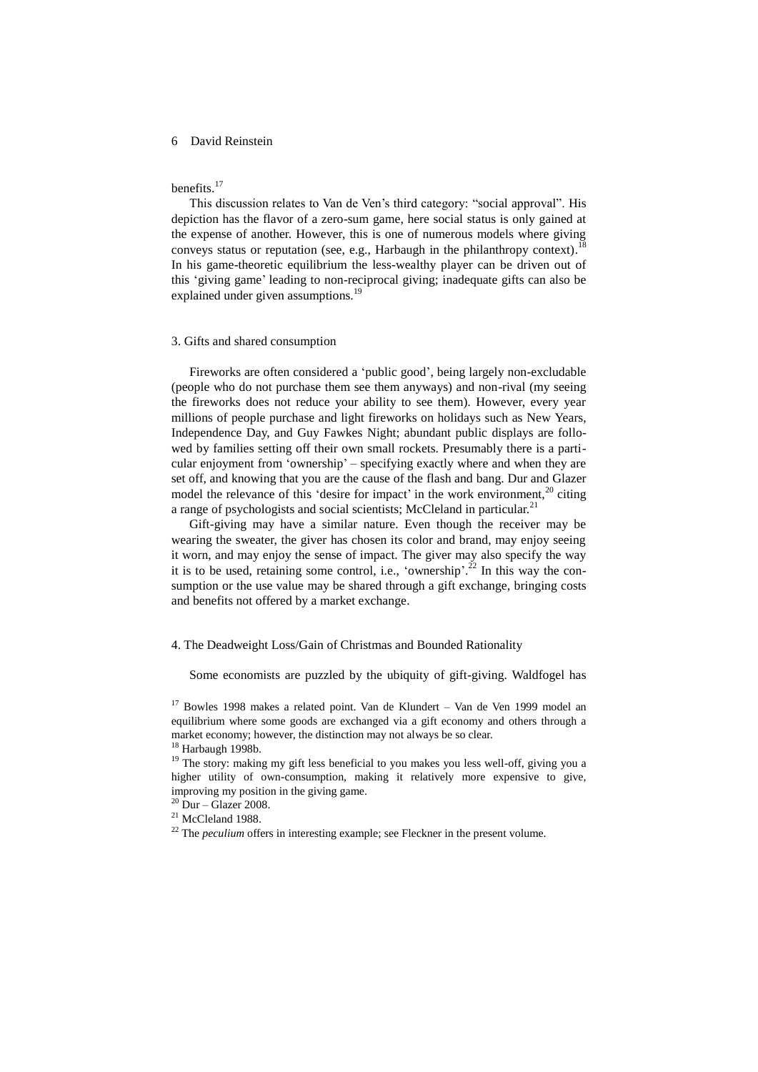benefits.[17]

This discussion relates to Van de Ven's third category: "social approval". His depiction has the flavor of a zero-sum game, here social status is only gained at the expense of another. However, this is one of numerous models where giving conveys status or reputation (see, e.g., Harbaugh in the philanthropy context).[18] In his game-theoretic equilibrium the less-wealthy player can be driven out of this 'giving game' leading to non-reciprocal giving; inadequate gifts can also be explained under given assumptions.[19]

## 3. Gifts and shared consumption

Fireworks are often considered a 'public good', being largely non-excludable (people who do not purchase them see them anyways) and non-rival (my seeing the fireworks does not reduce your ability to see them). However, every year millions of people purchase and light fireworks on holidays such as New Years, Independence Day, and Guy Fawkes Night; abundant public displays are followed by families setting off their own small rockets. Presumably there is a particular enjoyment from 'ownership' – specifying exactly where and when they are set off, and knowing that you are the cause of the flash and bang. Dur and Glazer model the relevance of this 'desire for impact' in the work environment,[20] citing a range of psychologists and social scientists; McCleland in particular.[21]

Gift-giving may have a similar nature. Even though the receiver may be wearing the sweater, the giver has chosen its color and brand, may enjoy seeing it worn, and may enjoy the sense of impact. The giver may also specify the way it is to be used, retaining some control, i.e., 'ownership'.[22] In this way the consumption or the use value may be shared through a gift exchange, bringing costs and benefits not offered by a market exchange.

## 4. The Deadweight Loss/Gain of Christmas and Bounded Rationality

Some economists are puzzled by the ubiquity of gift-giving. Waldfogel has

[17] Bowles 1998 makes a related point. Van de Klundert – Van de Ven 1999 model an equilibrium where some goods are exchanged via a gift economy and others through a market economy; however, the distinction may not always be so clear.

[18] Harbaugh 1998b.

[19] The story: making my gift less beneficial to you makes you less well-off, giving you a higher utility of own-consumption, making it relatively more expensive to give, improving my position in the giving game.

[20] Dur – Glazer 2008.

[21] McCleland 1988.

[22] The *peculium* offers in interesting example; see Fleckner in the present volume.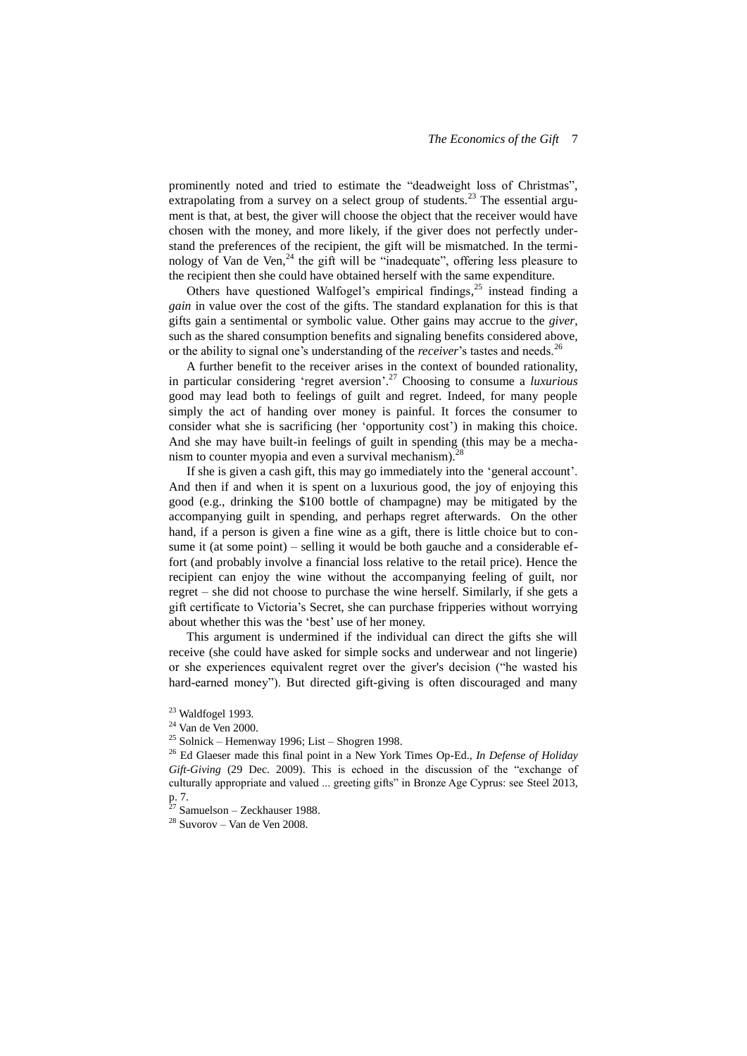prominently noted and tried to estimate the "deadweight loss of Christmas", extrapolating from a survey on a select group of students.[23] The essential argument is that, at best, the giver will choose the object that the receiver would have chosen with the money, and more likely, if the giver does not perfectly understand the preferences of the recipient, the gift will be mismatched. In the terminology of Van de Ven,[24] the gift will be "inadequate", offering less pleasure to the recipient then she could have obtained herself with the same expenditure.

Others have questioned Walfogel's empirical findings,[25] instead finding a *gain* in value over the cost of the gifts. The standard explanation for this is that gifts gain a sentimental or symbolic value. Other gains may accrue to the *giver*, such as the shared consumption benefits and signaling benefits considered above, or the ability to signal one's understanding of the *receiver*'s tastes and needs.[26]

A further benefit to the receiver arises in the context of bounded rationality, in particular considering 'regret aversion'.[27] Choosing to consume a *luxurious* good may lead both to feelings of guilt and regret. Indeed, for many people simply the act of handing over money is painful. It forces the consumer to consider what she is sacrificing (her 'opportunity cost') in making this choice. And she may have built-in feelings of guilt in spending (this may be a mechanism to counter myopia and even a survival mechanism).[28]

If she is given a cash gift, this may go immediately into the 'general account'. And then if and when it is spent on a luxurious good, the joy of enjoying this good (e.g., drinking the $100 bottle of champagne) may be mitigated by the accompanying guilt in spending, and perhaps regret afterwards. On the other hand, if a person is given a fine wine as a gift, there is little choice but to consume it (at some point) – selling it would be both gauche and a considerable effort (and probably involve a financial loss relative to the retail price). Hence the recipient can enjoy the wine without the accompanying feeling of guilt, nor regret – she did not choose to purchase the wine herself. Similarly, if she gets a gift certificate to Victoria's Secret, she can purchase fripperies without worrying about whether this was the 'best' use of her money.

This argument is undermined if the individual can direct the gifts she will receive (she could have asked for simple socks and underwear and not lingerie) or she experiences equivalent regret over the giver's decision ("he wasted his hard-earned money"). But directed gift-giving is often discouraged and many

[23] Waldfogel 1993.

[24] Van de Ven 2000.

[25] Solnick – Hemenway 1996; List – Shogren 1998.

[26] Ed Glaeser made this final point in a New York Times Op-Ed., *In Defense of Holiday Gift-Giving* (29 Dec. 2009). This is echoed in the discussion of the "exchange of culturally appropriate and valued ... greeting gifts" in Bronze Age Cyprus: see Steel 2013, p. 7.

[27] Samuelson – Zeckhauser 1988.

[28] Suvorov – Van de Ven 2008.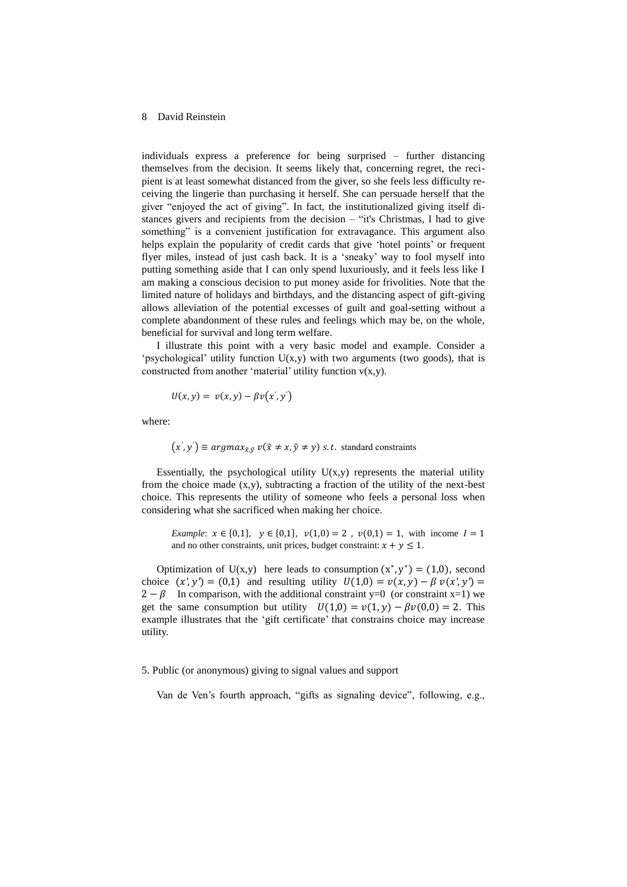individuals express a preference for being surprised – further distancing themselves from the decision. It seems likely that, concerning regret, the recipient is at least somewhat distanced from the giver, so she feels less difficulty receiving the lingerie than purchasing it herself. She can persuade herself that the giver "enjoyed the act of giving". In fact, the institutionalized giving itself distances givers and recipients from the decision – "it's Christmas, I had to give something" is a convenient justification for extravagance. This argument also helps explain the popularity of credit cards that give 'hotel points' or frequent flyer miles, instead of just cash back. It is a 'sneaky' way to fool myself into putting something aside that I can only spend luxuriously, and it feels less like I am making a conscious decision to put money aside for frivolities. Note that the limited nature of holidays and birthdays, and the distancing aspect of gift-giving allows alleviation of the potential excesses of guilt and goal-setting without a complete abandonment of these rules and feelings which may be, on the whole, beneficial for survival and long term welfare.

I illustrate this point with a very basic model and example. Consider a 'psychological' utility function U(x,y) with two arguments (two goods), that is constructed from another 'material' utility function v(x,y).

$$U(x,y) = v(x,y) - \beta v(x',y')$$

where:

$$(x',y') \equiv argmax_{\tilde{x},\tilde{y}}\, v(\tilde{x} \neq x, \tilde{y} \neq y)\ s.t. \text{ standard constraints}$$

Essentially, the psychological utility U(x,y) represents the material utility from the choice made (x,y), subtracting a fraction of the utility of the next-best choice. This represents the utility of someone who feels a personal loss when considering what she sacrificed when making her choice.

> *Example*: $x \in \{0,1\}$, $y \in \{0,1\}$, $v(1,0) = 2$ , $v(0,1) = 1$, with income $I = 1$ and no other constraints, unit prices, budget constraint: $x + y \leq 1$.

Optimization of U(x,y) here leads to consumption $(x^*, y^*) = (1,0)$, second choice $(x', y') = (0,1)$ and resulting utility $U(1,0) = v(x,y) - \beta\, v(x',y') = 2 - \beta$ In comparison, with the additional constraint y=0 (or constraint x=1) we get the same consumption but utility $U(1,0) = v(1,y) - \beta v(0,0) = 2$. This example illustrates that the 'gift certificate' that constrains choice may increase utility.

## 5. Public (or anonymous) giving to signal values and support

Van de Ven's fourth approach, "gifts as signaling device", following, e.g.,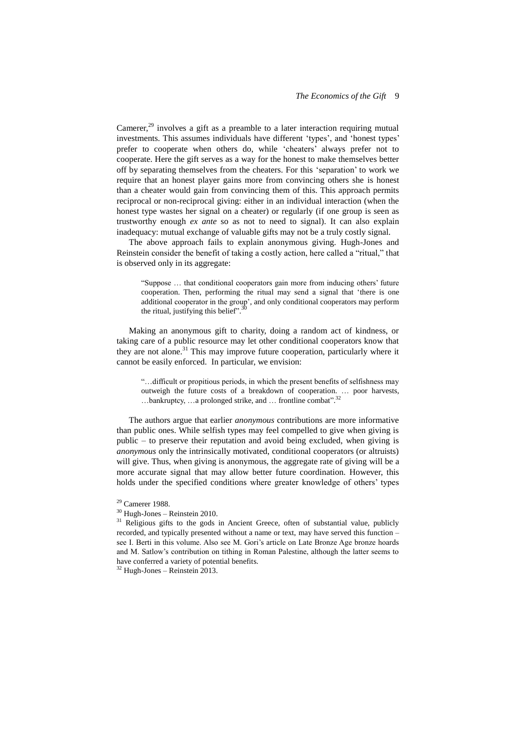Camerer,[29] involves a gift as a preamble to a later interaction requiring mutual investments. This assumes individuals have different 'types', and 'honest types' prefer to cooperate when others do, while 'cheaters' always prefer not to cooperate. Here the gift serves as a way for the honest to make themselves better off by separating themselves from the cheaters. For this 'separation' to work we require that an honest player gains more from convincing others she is honest than a cheater would gain from convincing them of this. This approach permits reciprocal or non-reciprocal giving: either in an individual interaction (when the honest type wastes her signal on a cheater) or regularly (if one group is seen as trustworthy enough *ex ante* so as not to need to signal). It can also explain inadequacy: mutual exchange of valuable gifts may not be a truly costly signal.

The above approach fails to explain anonymous giving. Hugh-Jones and Reinstein consider the benefit of taking a costly action, here called a "ritual," that is observed only in its aggregate:

> "Suppose … that conditional cooperators gain more from inducing others' future cooperation. Then, performing the ritual may send a signal that 'there is one additional cooperator in the group', and only conditional cooperators may perform the ritual, justifying this belief".[30]

Making an anonymous gift to charity, doing a random act of kindness, or taking care of a public resource may let other conditional cooperators know that they are not alone.[31] This may improve future cooperation, particularly where it cannot be easily enforced. In particular, we envision:

> "…difficult or propitious periods, in which the present benefits of selfishness may outweigh the future costs of a breakdown of cooperation. … poor harvests, …bankruptcy, …a prolonged strike, and … frontline combat".[32]

The authors argue that earlier *anonymous* contributions are more informative than public ones. While selfish types may feel compelled to give when giving is public – to preserve their reputation and avoid being excluded, when giving is *anonymous* only the intrinsically motivated, conditional cooperators (or altruists) will give. Thus, when giving is anonymous, the aggregate rate of giving will be a more accurate signal that may allow better future coordination. However, this holds under the specified conditions where greater knowledge of others' types

---

[29] Camerer 1988.

[30] Hugh-Jones – Reinstein 2010.

[31] Religious gifts to the gods in Ancient Greece, often of substantial value, publicly recorded, and typically presented without a name or text, may have served this function – see I. Berti in this volume. Also see M. Gori's article on Late Bronze Age bronze hoards and M. Satlow's contribution on tithing in Roman Palestine, although the latter seems to have conferred a variety of potential benefits.

[32] Hugh-Jones – Reinstein 2013.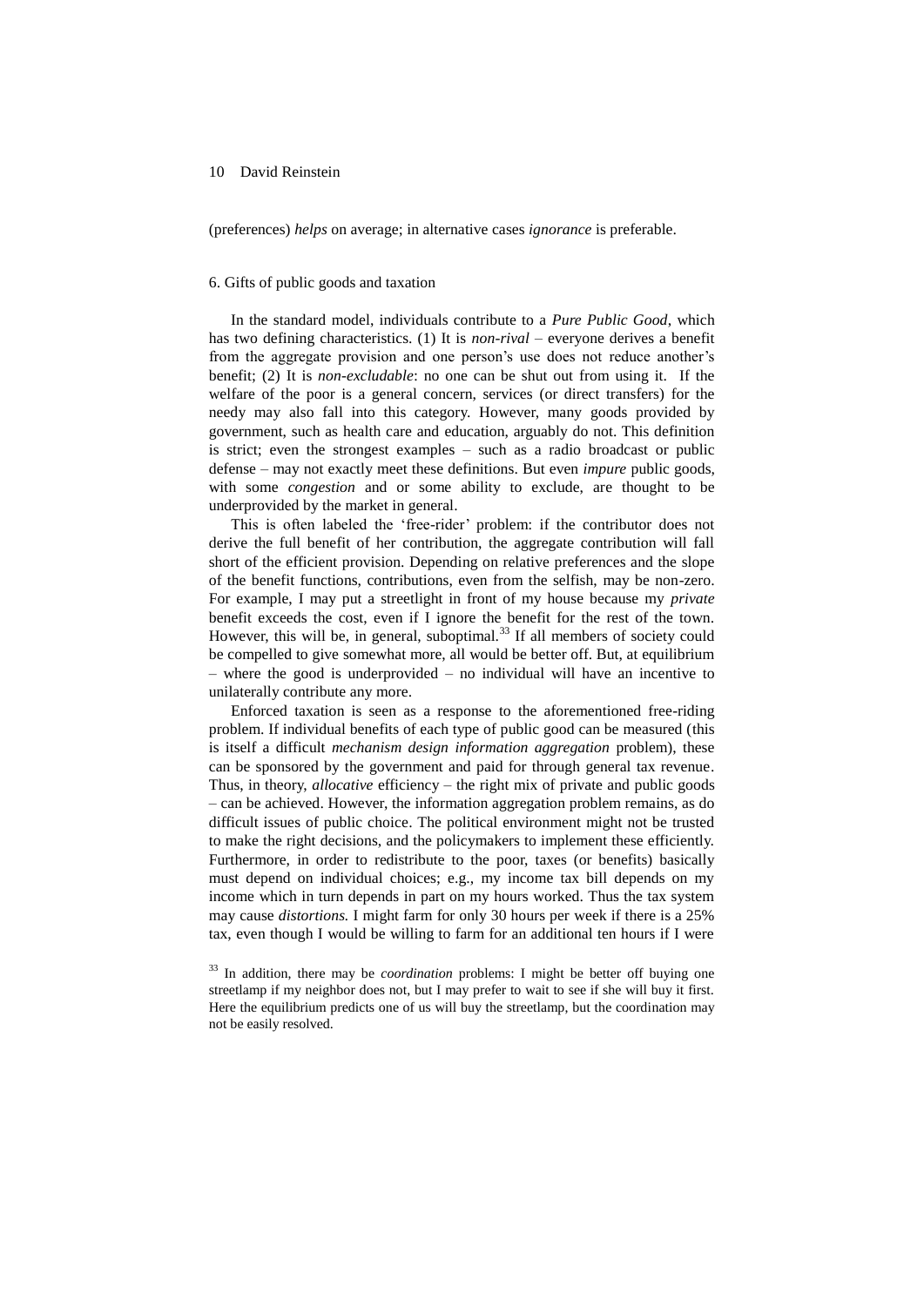(preferences) *helps* on average; in alternative cases *ignorance* is preferable.

## 6. Gifts of public goods and taxation

In the standard model, individuals contribute to a *Pure Public Good*, which has two defining characteristics. (1) It is *non-rival* – everyone derives a benefit from the aggregate provision and one person's use does not reduce another's benefit; (2) It is *non-excludable*: no one can be shut out from using it. If the welfare of the poor is a general concern, services (or direct transfers) for the needy may also fall into this category. However, many goods provided by government, such as health care and education, arguably do not. This definition is strict; even the strongest examples – such as a radio broadcast or public defense – may not exactly meet these definitions. But even *impure* public goods, with some *congestion* and or some ability to exclude, are thought to be underprovided by the market in general.

This is often labeled the 'free-rider' problem: if the contributor does not derive the full benefit of her contribution, the aggregate contribution will fall short of the efficient provision. Depending on relative preferences and the slope of the benefit functions, contributions, even from the selfish, may be non-zero. For example, I may put a streetlight in front of my house because my *private* benefit exceeds the cost, even if I ignore the benefit for the rest of the town. However, this will be, in general, suboptimal.[33] If all members of society could be compelled to give somewhat more, all would be better off. But, at equilibrium – where the good is underprovided – no individual will have an incentive to unilaterally contribute any more.

Enforced taxation is seen as a response to the aforementioned free-riding problem. If individual benefits of each type of public good can be measured (this is itself a difficult *mechanism design information aggregation* problem), these can be sponsored by the government and paid for through general tax revenue. Thus, in theory, *allocative* efficiency – the right mix of private and public goods – can be achieved. However, the information aggregation problem remains, as do difficult issues of public choice. The political environment might not be trusted to make the right decisions, and the policymakers to implement these efficiently. Furthermore, in order to redistribute to the poor, taxes (or benefits) basically must depend on individual choices; e.g., my income tax bill depends on my income which in turn depends in part on my hours worked. Thus the tax system may cause *distortions.* I might farm for only 30 hours per week if there is a 25% tax, even though I would be willing to farm for an additional ten hours if I were

[33] In addition, there may be *coordination* problems: I might be better off buying one streetlamp if my neighbor does not, but I may prefer to wait to see if she will buy it first. Here the equilibrium predicts one of us will buy the streetlamp, but the coordination may not be easily resolved.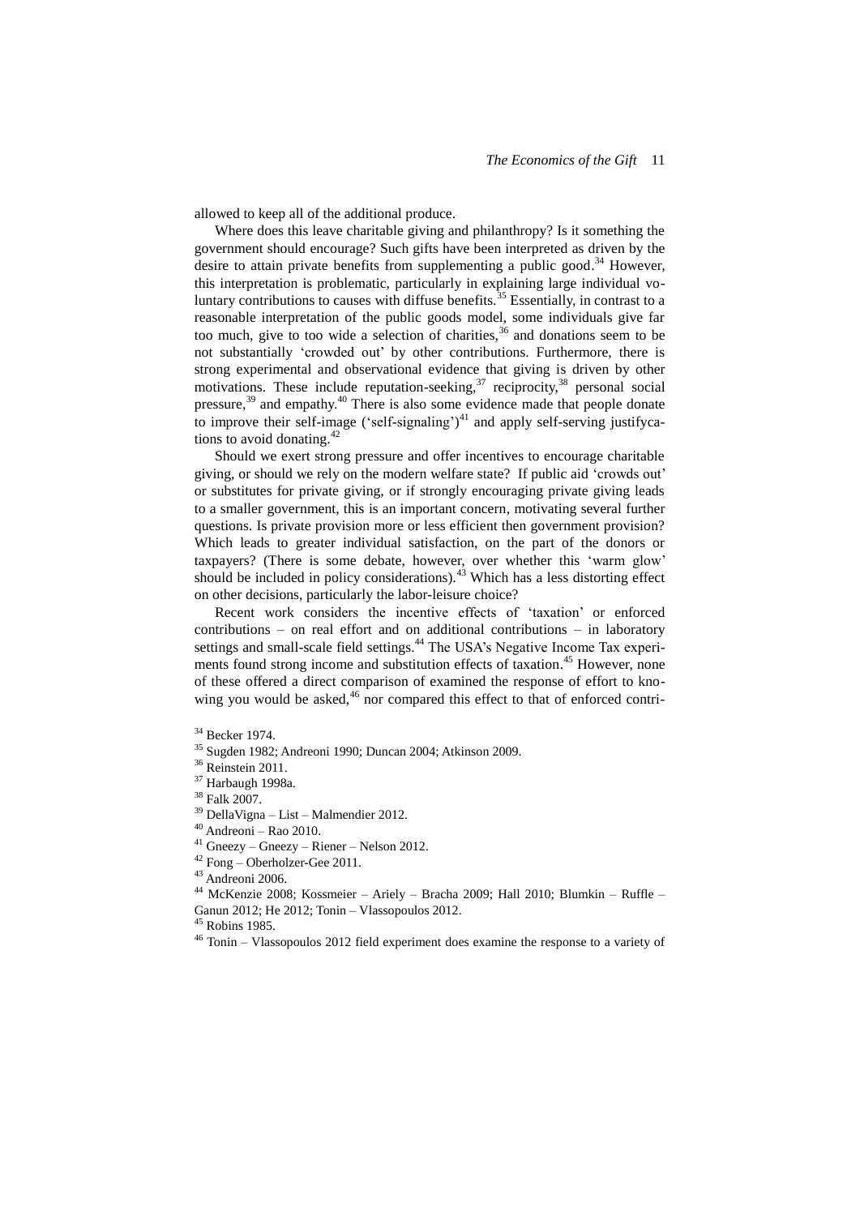allowed to keep all of the additional produce.

Where does this leave charitable giving and philanthropy? Is it something the government should encourage? Such gifts have been interpreted as driven by the desire to attain private benefits from supplementing a public good.[34] However, this interpretation is problematic, particularly in explaining large individual voluntary contributions to causes with diffuse benefits.[35] Essentially, in contrast to a reasonable interpretation of the public goods model, some individuals give far too much, give to too wide a selection of charities,[36] and donations seem to be not substantially 'crowded out' by other contributions. Furthermore, there is strong experimental and observational evidence that giving is driven by other motivations. These include reputation-seeking,[37] reciprocity,[38] personal social pressure,[39] and empathy.[40] There is also some evidence made that people donate to improve their self-image ('self-signaling')[41] and apply self-serving justifycations to avoid donating.[42]

Should we exert strong pressure and offer incentives to encourage charitable giving, or should we rely on the modern welfare state? If public aid 'crowds out' or substitutes for private giving, or if strongly encouraging private giving leads to a smaller government, this is an important concern, motivating several further questions. Is private provision more or less efficient then government provision? Which leads to greater individual satisfaction, on the part of the donors or taxpayers? (There is some debate, however, over whether this 'warm glow' should be included in policy considerations).[43] Which has a less distorting effect on other decisions, particularly the labor-leisure choice?

Recent work considers the incentive effects of 'taxation' or enforced contributions – on real effort and on additional contributions – in laboratory settings and small-scale field settings.[44] The USA's Negative Income Tax experiments found strong income and substitution effects of taxation.[45] However, none of these offered a direct comparison of examined the response of effort to knowing you would be asked,[46] nor compared this effect to that of enforced contri-

[34] Becker 1974.

[35] Sugden 1982; Andreoni 1990; Duncan 2004; Atkinson 2009.

[36] Reinstein 2011.

[37] Harbaugh 1998a.

[38] Falk 2007.

[39] DellaVigna – List – Malmendier 2012.

[40] Andreoni – Rao 2010.

[41] Gneezy – Gneezy – Riener – Nelson 2012.

[42] Fong – Oberholzer-Gee 2011.

[43] Andreoni 2006.

[44] McKenzie 2008; Kossmeier – Ariely – Bracha 2009; Hall 2010; Blumkin – Ruffle – Ganun 2012; He 2012; Tonin – Vlassopoulos 2012.

[45] Robins 1985.

[46] Tonin – Vlassopoulos 2012 field experiment does examine the response to a variety of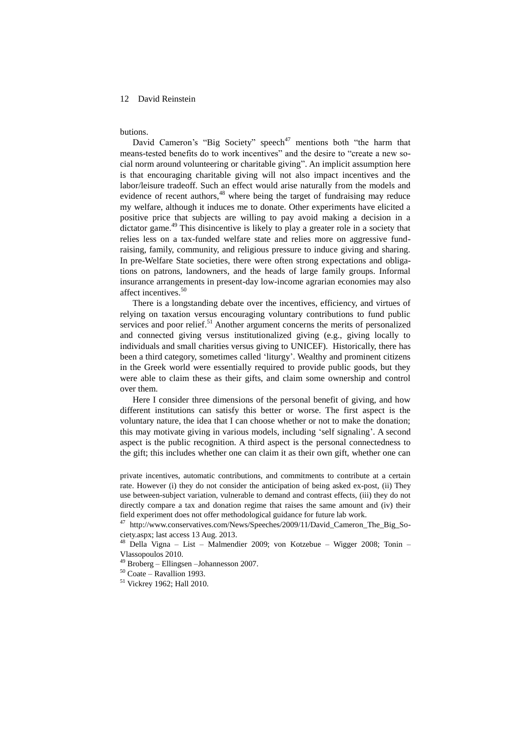butions.

David Cameron's "Big Society" speech[47] mentions both "the harm that means-tested benefits do to work incentives" and the desire to "create a new social norm around volunteering or charitable giving". An implicit assumption here is that encouraging charitable giving will not also impact incentives and the labor/leisure tradeoff. Such an effect would arise naturally from the models and evidence of recent authors,[48] where being the target of fundraising may reduce my welfare, although it induces me to donate. Other experiments have elicited a positive price that subjects are willing to pay avoid making a decision in a dictator game.[49] This disincentive is likely to play a greater role in a society that relies less on a tax-funded welfare state and relies more on aggressive fundraising, family, community, and religious pressure to induce giving and sharing. In pre-Welfare State societies, there were often strong expectations and obligations on patrons, landowners, and the heads of large family groups. Informal insurance arrangements in present-day low-income agrarian economies may also affect incentives.[50]

There is a longstanding debate over the incentives, efficiency, and virtues of relying on taxation versus encouraging voluntary contributions to fund public services and poor relief.[51] Another argument concerns the merits of personalized and connected giving versus institutionalized giving (e.g., giving locally to individuals and small charities versus giving to UNICEF). Historically, there has been a third category, sometimes called 'liturgy'. Wealthy and prominent citizens in the Greek world were essentially required to provide public goods, but they were able to claim these as their gifts, and claim some ownership and control over them.

Here I consider three dimensions of the personal benefit of giving, and how different institutions can satisfy this better or worse. The first aspect is the voluntary nature, the idea that I can choose whether or not to make the donation; this may motivate giving in various models, including 'self signaling'. A second aspect is the public recognition. A third aspect is the personal connectedness to the gift; this includes whether one can claim it as their own gift, whether one can

private incentives, automatic contributions, and commitments to contribute at a certain rate. However (i) they do not consider the anticipation of being asked ex-post, (ii) They use between-subject variation, vulnerable to demand and contrast effects, (iii) they do not directly compare a tax and donation regime that raises the same amount and (iv) their field experiment does not offer methodological guidance for future lab work.

[47] http://www.conservatives.com/News/Speeches/2009/11/David_Cameron_The_Big_Society.aspx; last access 13 Aug. 2013.

[48] Della Vigna – List – Malmendier 2009; von Kotzebue – Wigger 2008; Tonin – Vlassopoulos 2010.

[49] Broberg – Ellingsen –Johannesson 2007.

[50] Coate – Ravallion 1993.

[51] Vickrey 1962; Hall 2010.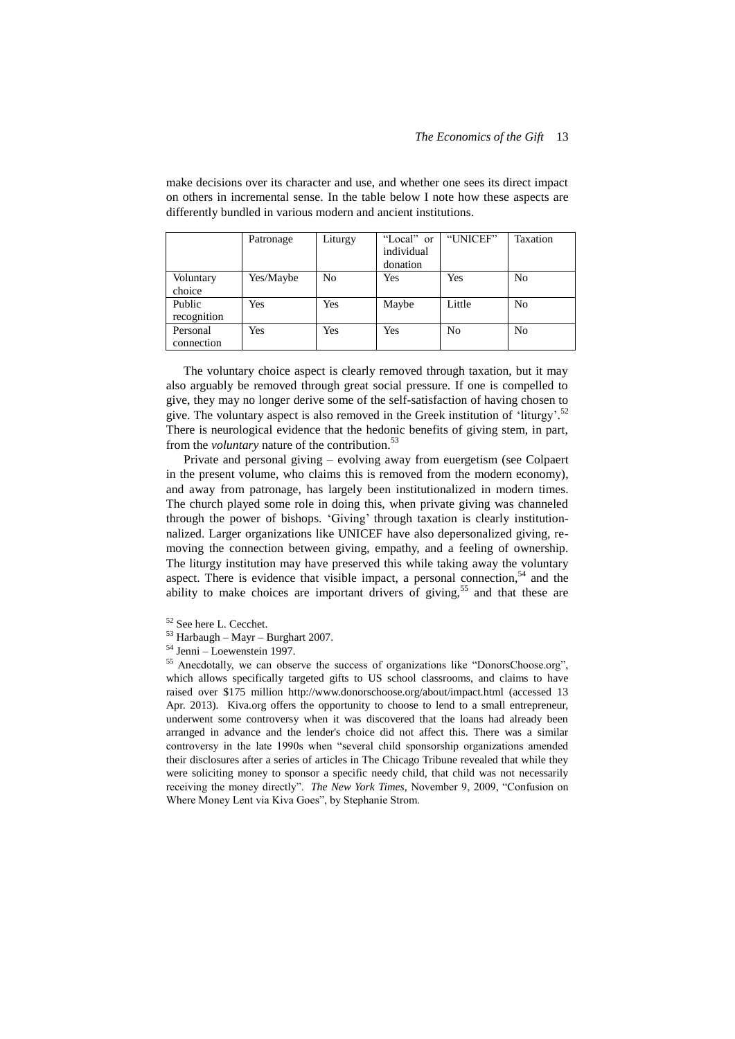make decisions over its character and use, and whether one sees its direct impact on others in incremental sense. In the table below I note how these aspects are differently bundled in various modern and ancient institutions.

| | Patronage | Liturgy | "Local" or individual donation | "UNICEF" | Taxation |
|---|---|---|---|---|---|
| Voluntary choice | Yes/Maybe | No | Yes | Yes | No |
| Public recognition | Yes | Yes | Maybe | Little | No |
| Personal connection | Yes | Yes | Yes | No | No |

The voluntary choice aspect is clearly removed through taxation, but it may also arguably be removed through great social pressure. If one is compelled to give, they may no longer derive some of the self-satisfaction of having chosen to give. The voluntary aspect is also removed in the Greek institution of 'liturgy'.[52] There is neurological evidence that the hedonic benefits of giving stem, in part, from the *voluntary* nature of the contribution.[53]

Private and personal giving – evolving away from euergetism (see Colpaert in the present volume, who claims this is removed from the modern economy), and away from patronage, has largely been institutionalized in modern times. The church played some role in doing this, when private giving was channeled through the power of bishops. 'Giving' through taxation is clearly institutionnalized. Larger organizations like UNICEF have also depersonalized giving, removing the connection between giving, empathy, and a feeling of ownership. The liturgy institution may have preserved this while taking away the voluntary aspect. There is evidence that visible impact, a personal connection,[54] and the ability to make choices are important drivers of giving,[55] and that these are

[52] See here L. Cecchet.

[53] Harbaugh – Mayr – Burghart 2007.

[54] Jenni – Loewenstein 1997.

[55] Anecdotally, we can observe the success of organizations like "DonorsChoose.org", which allows specifically targeted gifts to US school classrooms, and claims to have raised over $175 million http://www.donorschoose.org/about/impact.html (accessed 13 Apr. 2013). Kiva.org offers the opportunity to choose to lend to a small entrepreneur, underwent some controversy when it was discovered that the loans had already been arranged in advance and the lender's choice did not affect this. There was a similar controversy in the late 1990s when "several child sponsorship organizations amended their disclosures after a series of articles in The Chicago Tribune revealed that while they were soliciting money to sponsor a specific needy child, that child was not necessarily receiving the money directly". *The New York Times*, November 9, 2009, "Confusion on Where Money Lent via Kiva Goes", by Stephanie Strom.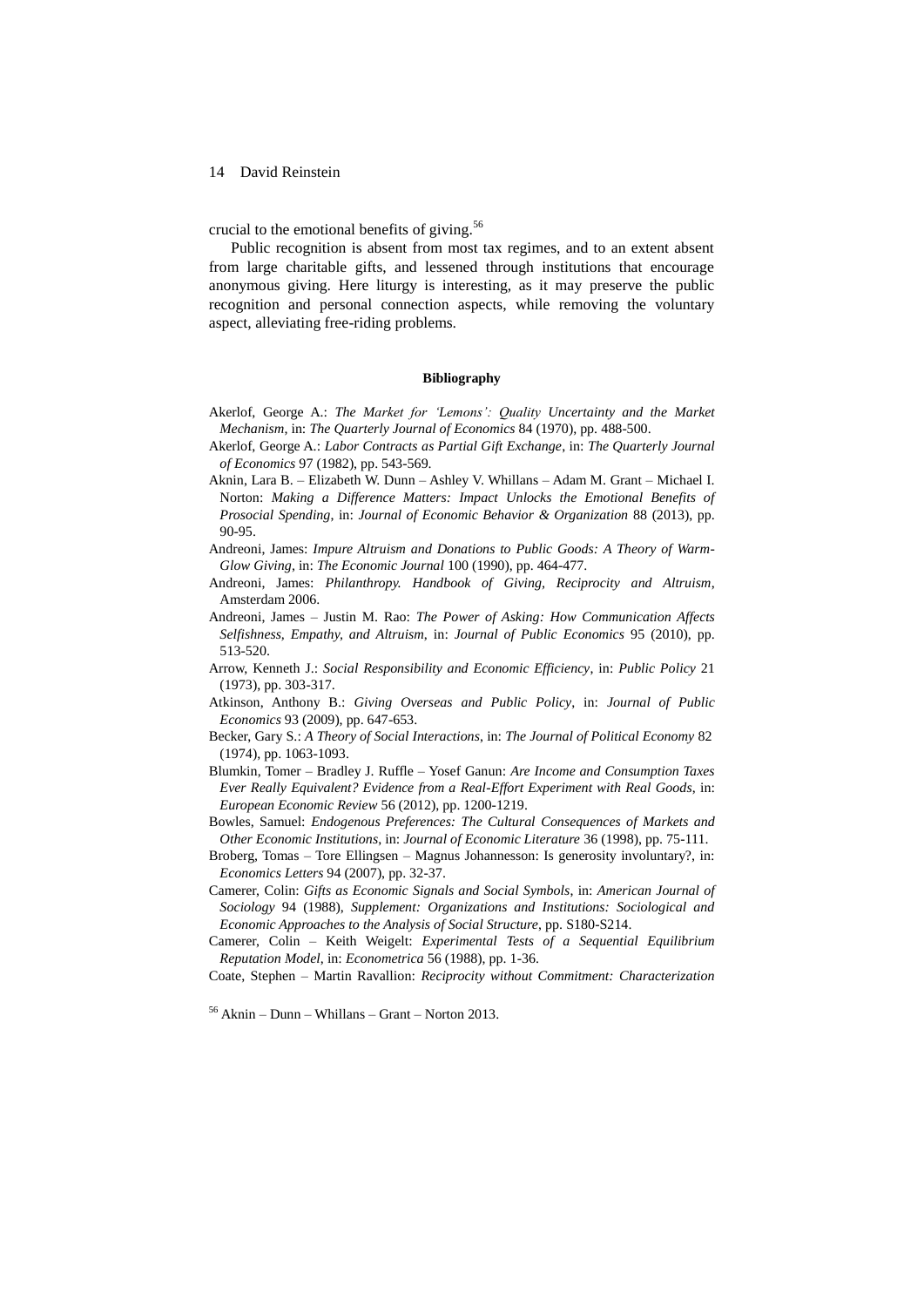crucial to the emotional benefits of giving.[56]

Public recognition is absent from most tax regimes, and to an extent absent from large charitable gifts, and lessened through institutions that encourage anonymous giving. Here liturgy is interesting, as it may preserve the public recognition and personal connection aspects, while removing the voluntary aspect, alleviating free-riding problems.

**Bibliography**

Akerlof, George A.: *The Market for 'Lemons': Quality Uncertainty and the Market Mechanism*, in: *The Quarterly Journal of Economics* 84 (1970), pp. 488-500.

Akerlof, George A.: *Labor Contracts as Partial Gift Exchange*, in: *The Quarterly Journal of Economics* 97 (1982), pp. 543-569.

Aknin, Lara B. – Elizabeth W. Dunn – Ashley V. Whillans – Adam M. Grant – Michael I. Norton: *Making a Difference Matters: Impact Unlocks the Emotional Benefits of Prosocial Spending*, in: *Journal of Economic Behavior & Organization* 88 (2013), pp. 90-95.

Andreoni, James: *Impure Altruism and Donations to Public Goods: A Theory of Warm-Glow Giving*, in: *The Economic Journal* 100 (1990), pp. 464-477.

Andreoni, James: *Philanthropy. Handbook of Giving, Reciprocity and Altruism*, Amsterdam 2006.

Andreoni, James – Justin M. Rao: *The Power of Asking: How Communication Affects Selfishness, Empathy, and Altruism*, in: *Journal of Public Economics* 95 (2010), pp. 513-520.

Arrow, Kenneth J.: *Social Responsibility and Economic Efficiency*, in: *Public Policy* 21 (1973), pp. 303-317.

Atkinson, Anthony B.: *Giving Overseas and Public Policy*, in: *Journal of Public Economics* 93 (2009), pp. 647-653.

Becker, Gary S.: *A Theory of Social Interactions*, in: *The Journal of Political Economy* 82 (1974), pp. 1063-1093.

Blumkin, Tomer – Bradley J. Ruffle – Yosef Ganun: *Are Income and Consumption Taxes Ever Really Equivalent? Evidence from a Real-Effort Experiment with Real Goods*, in: *European Economic Review* 56 (2012), pp. 1200-1219.

Bowles, Samuel: *Endogenous Preferences: The Cultural Consequences of Markets and Other Economic Institutions*, in: *Journal of Economic Literature* 36 (1998), pp. 75-111.

Broberg, Tomas – Tore Ellingsen – Magnus Johannesson: Is generosity involuntary?, in: *Economics Letters* 94 (2007), pp. 32-37.

Camerer, Colin: *Gifts as Economic Signals and Social Symbols*, in: *American Journal of Sociology* 94 (1988), *Supplement: Organizations and Institutions: Sociological and Economic Approaches to the Analysis of Social Structure*, pp. S180-S214.

Camerer, Colin – Keith Weigelt: *Experimental Tests of a Sequential Equilibrium Reputation Model*, in: *Econometrica* 56 (1988), pp. 1-36.

Coate, Stephen – Martin Ravallion: *Reciprocity without Commitment: Characterization*

[56] Aknin – Dunn – Whillans – Grant – Norton 2013.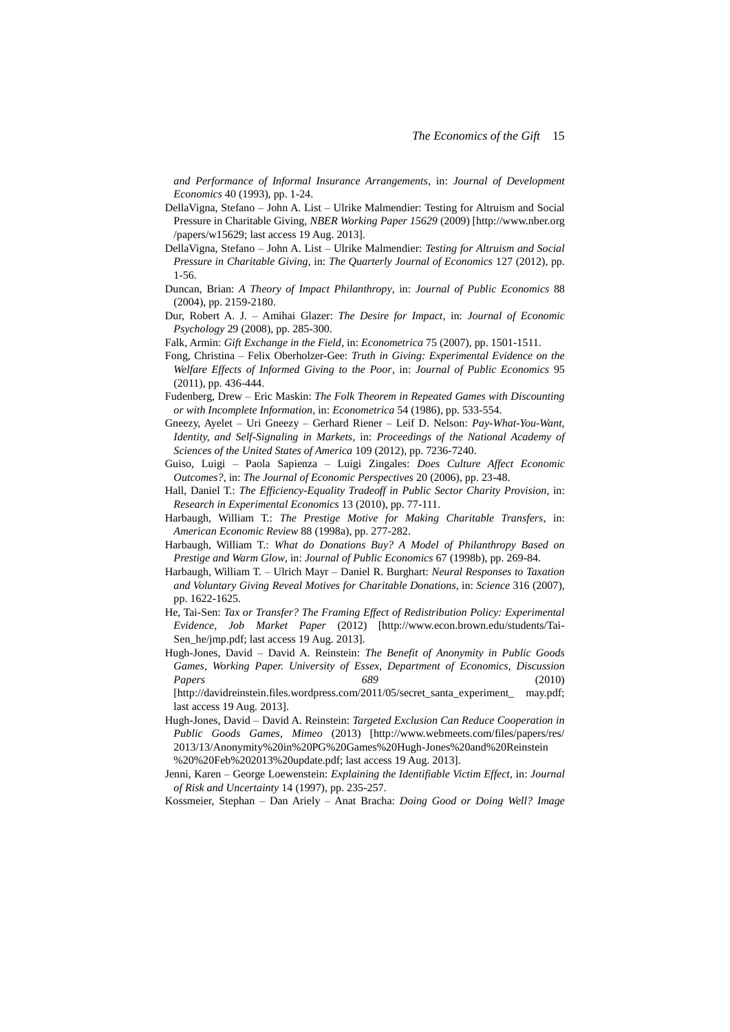*and Performance of Informal Insurance Arrangements*, in: *Journal of Development Economics* 40 (1993), pp. 1-24.

DellaVigna, Stefano – John A. List – Ulrike Malmendier: Testing for Altruism and Social Pressure in Charitable Giving, *NBER Working Paper 15629* (2009) [http://www.nber.org/papers/w15629; last access 19 Aug. 2013].

DellaVigna, Stefano – John A. List – Ulrike Malmendier: *Testing for Altruism and Social Pressure in Charitable Giving*, in: *The Quarterly Journal of Economics* 127 (2012), pp. 1-56.

Duncan, Brian: *A Theory of Impact Philanthropy*, in: *Journal of Public Economics* 88 (2004), pp. 2159-2180.

Dur, Robert A. J. – Amihai Glazer: *The Desire for Impact*, in: *Journal of Economic Psychology* 29 (2008), pp. 285-300.

Falk, Armin: *Gift Exchange in the Field*, in: *Econometrica* 75 (2007), pp. 1501-1511.

Fong, Christina – Felix Oberholzer-Gee: *Truth in Giving: Experimental Evidence on the Welfare Effects of Informed Giving to the Poor*, in: *Journal of Public Economics* 95 (2011), pp. 436-444.

Fudenberg, Drew – Eric Maskin: *The Folk Theorem in Repeated Games with Discounting or with Incomplete Information*, in: *Econometrica* 54 (1986), pp. 533-554.

Gneezy, Ayelet – Uri Gneezy – Gerhard Riener – Leif D. Nelson: *Pay-What-You-Want, Identity, and Self-Signaling in Markets*, in: *Proceedings of the National Academy of Sciences of the United States of America* 109 (2012), pp. 7236-7240.

Guiso, Luigi – Paola Sapienza – Luigi Zingales: *Does Culture Affect Economic Outcomes?*, in: *The Journal of Economic Perspectives* 20 (2006), pp. 23-48.

Hall, Daniel T.: *The Efficiency-Equality Tradeoff in Public Sector Charity Provision*, in: *Research in Experimental Economics* 13 (2010), pp. 77-111.

Harbaugh, William T.: *The Prestige Motive for Making Charitable Transfers*, in: *American Economic Review* 88 (1998a), pp. 277-282.

Harbaugh, William T.: *What do Donations Buy? A Model of Philanthropy Based on Prestige and Warm Glow*, in: *Journal of Public Economics* 67 (1998b), pp. 269-84.

Harbaugh, William T. – Ulrich Mayr – Daniel R. Burghart: *Neural Responses to Taxation and Voluntary Giving Reveal Motives for Charitable Donations*, in: *Science* 316 (2007), pp. 1622-1625.

He, Tai-Sen: *Tax or Transfer? The Framing Effect of Redistribution Policy: Experimental Evidence*, *Job Market Paper* (2012) [http://www.econ.brown.edu/students/Tai-Sen_he/jmp.pdf; last access 19 Aug. 2013].

Hugh-Jones, David – David A. Reinstein: *The Benefit of Anonymity in Public Goods Games*, *Working Paper. University of Essex, Department of Economics, Discussion Papers 689* (2010) [http://davidreinstein.files.wordpress.com/2011/05/secret_santa_experiment_ may.pdf; last access 19 Aug. 2013].

Hugh-Jones, David – David A. Reinstein: *Targeted Exclusion Can Reduce Cooperation in Public Goods Games*, *Mimeo* (2013) [http://www.webmeets.com/files/papers/res/2013/13/Anonymity%20in%20PG%20Games%20Hugh-Jones%20and%20Reinstein%20%20Feb%202013%20update.pdf; last access 19 Aug. 2013].

Jenni, Karen – George Loewenstein: *Explaining the Identifiable Victim Effect*, in: *Journal of Risk and Uncertainty* 14 (1997), pp. 235-257.

Kossmeier, Stephan – Dan Ariely – Anat Bracha: *Doing Good or Doing Well? Image*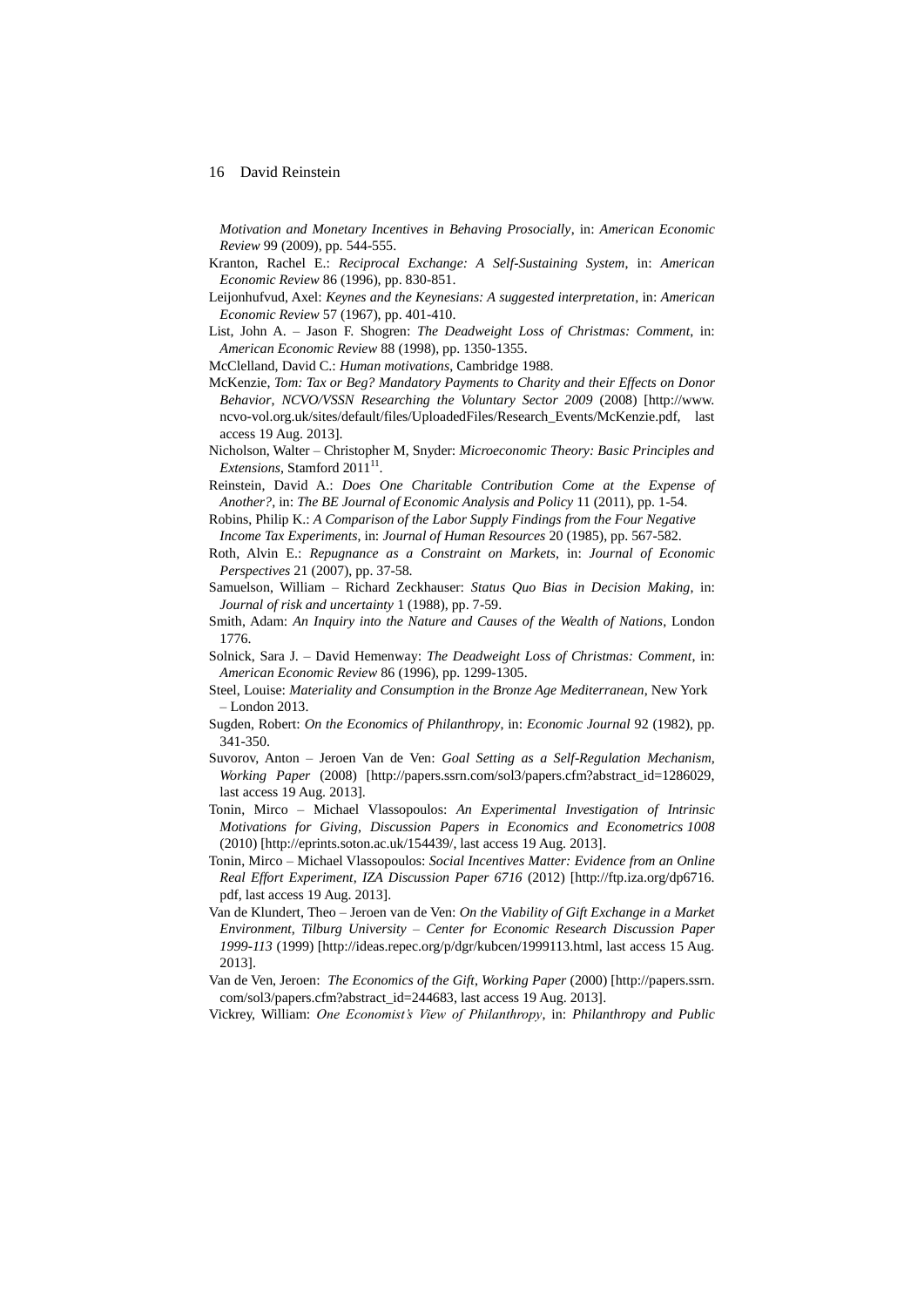*Motivation and Monetary Incentives in Behaving Prosocially*, in: *American Economic Review* 99 (2009), pp. 544-555.

Kranton, Rachel E.: *Reciprocal Exchange: A Self-Sustaining System*, in: *American Economic Review* 86 (1996), pp. 830-851.

Leijonhufvud, Axel: *Keynes and the Keynesians: A suggested interpretation*, in: *American Economic Review* 57 (1967), pp. 401-410.

List, John A. – Jason F. Shogren: *The Deadweight Loss of Christmas: Comment*, in: *American Economic Review* 88 (1998), pp. 1350-1355.

McClelland, David C.: *Human motivations*, Cambridge 1988.

McKenzie, *Tom: Tax or Beg? Mandatory Payments to Charity and their Effects on Donor Behavior*, *NCVO/VSSN Researching the Voluntary Sector 2009* (2008) [http://www.ncvo-vol.org.uk/sites/default/files/UploadedFiles/Research_Events/McKenzie.pdf, last access 19 Aug. 2013].

Nicholson, Walter – Christopher M, Snyder: *Microeconomic Theory: Basic Principles and Extensions*, Stamford 2011[11].

Reinstein, David A.: *Does One Charitable Contribution Come at the Expense of Another?*, in: *The BE Journal of Economic Analysis and Policy* 11 (2011), pp. 1-54.

Robins, Philip K.: *A Comparison of the Labor Supply Findings from the Four Negative Income Tax Experiments*, in: *Journal of Human Resources* 20 (1985), pp. 567-582.

Roth, Alvin E.: *Repugnance as a Constraint on Markets*, in: *Journal of Economic Perspectives* 21 (2007), pp. 37-58.

Samuelson, William – Richard Zeckhauser: *Status Quo Bias in Decision Making*, in: *Journal of risk and uncertainty* 1 (1988), pp. 7-59.

Smith, Adam: *An Inquiry into the Nature and Causes of the Wealth of Nations*, London 1776.

Solnick, Sara J. – David Hemenway: *The Deadweight Loss of Christmas: Comment*, in: *American Economic Review* 86 (1996), pp. 1299-1305.

Steel, Louise: *Materiality and Consumption in the Bronze Age Mediterranean*, New York – London 2013.

Sugden, Robert: *On the Economics of Philanthropy*, in: *Economic Journal* 92 (1982), pp. 341-350.

Suvorov, Anton – Jeroen Van de Ven: *Goal Setting as a Self-Regulation Mechanism, Working Paper* (2008) [http://papers.ssrn.com/sol3/papers.cfm?abstract_id=1286029, last access 19 Aug. 2013].

Tonin, Mirco – Michael Vlassopoulos: *An Experimental Investigation of Intrinsic Motivations for Giving*, *Discussion Papers in Economics and Econometrics 1008* (2010) [http://eprints.soton.ac.uk/154439/, last access 19 Aug. 2013].

Tonin, Mirco – Michael Vlassopoulos: *Social Incentives Matter: Evidence from an Online Real Effort Experiment*, *IZA Discussion Paper 6716* (2012) [http://ftp.iza.org/dp6716.pdf, last access 19 Aug. 2013].

Van de Klundert, Theo – Jeroen van de Ven: *On the Viability of Gift Exchange in a Market Environment*, *Tilburg University – Center for Economic Research Discussion Paper 1999-113* (1999) [http://ideas.repec.org/p/dgr/kubcen/1999113.html, last access 15 Aug. 2013].

Van de Ven, Jeroen: *The Economics of the Gift*, *Working Paper* (2000) [http://papers.ssrn.com/sol3/papers.cfm?abstract_id=244683, last access 19 Aug. 2013].

Vickrey, William: *One Economist's View of Philanthropy*, in: *Philanthropy and Public*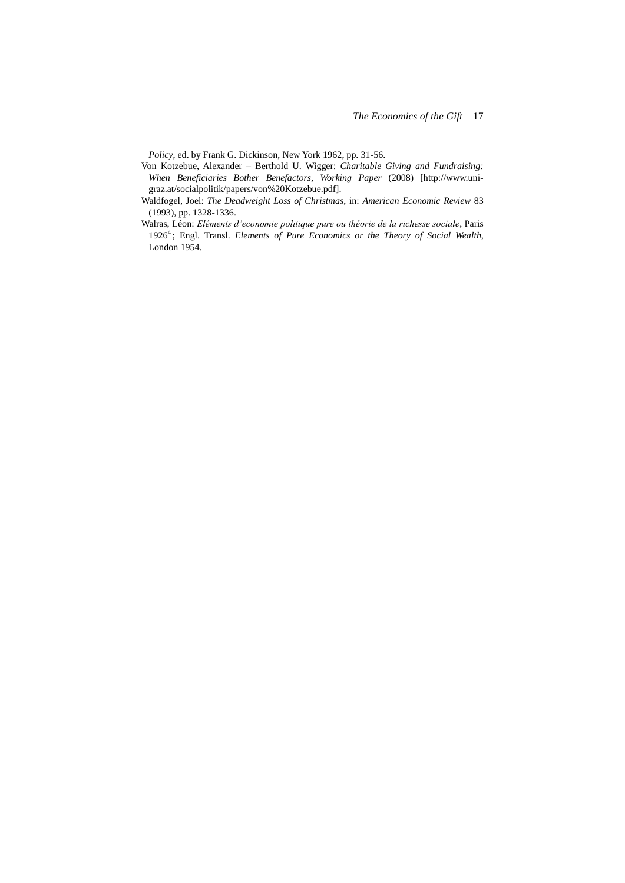*Policy*, ed. by Frank G. Dickinson, New York 1962, pp. 31-56.

Von Kotzebue, Alexander – Berthold U. Wigger: *Charitable Giving and Fundraising: When Beneficiaries Bother Benefactors, Working Paper* (2008) [http://www.uni-graz.at/socialpolitik/papers/von%20Kotzebue.pdf].

Waldfogel, Joel: *The Deadweight Loss of Christmas*, in: *American Economic Review* 83 (1993), pp. 1328-1336.

Walras, Léon: *Eléments d'economie politique pure ou théorie de la richesse sociale*, Paris 1926[4]; Engl. Transl. *Elements of Pure Economics or the Theory of Social Wealth*, London 1954.